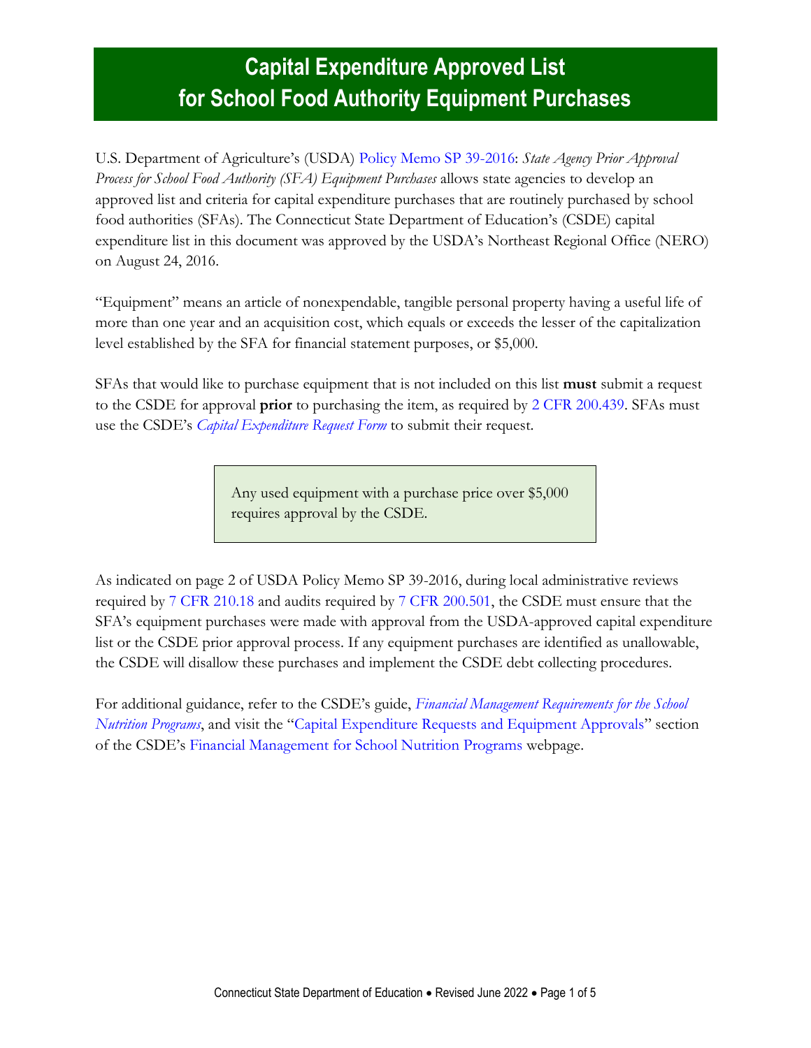# Capital Expenditure Approved List for School Food Authority Equipment Purchases

U.S. Department of Agriculture's (USDA) Policy Memo SP 39-2016: *State Agency Prior Approval Process for School Food Authority (SFA) Equipment Purchases* allows state agencies to develop an approved list and criteria for capital expenditure purchases that are routinely purchased by school food authorities (SFAs). The Connecticut State Department of Education's (CSDE) capital expenditure list in this document was approved by the USDA's Northeast Regional Office (NERO) on August 24, 2016.

"Equipment" means an article of nonexpendable, tangible personal property having a useful life of more than one year and an acquisition cost, which equals or exceeds the lesser of the capitalization level established by the SFA for financial statement purposes, or $5,000.

SFAs that would like to purchase equipment that is not included on this list **must** submit a request to the CSDE for approval **prior** to purchasing the item, as required by 2 CFR 200.439. SFAs must use the CSDE's *Capital Expenditure Request Form* to submit their request.

> Any used equipment with a purchase price over $5,000 requires approval by the CSDE.

As indicated on page 2 of USDA Policy Memo SP 39-2016, during local administrative reviews required by 7 CFR 210.18 and audits required by 7 CFR 200.501, the CSDE must ensure that the SFA's equipment purchases were made with approval from the USDA-approved capital expenditure list or the CSDE prior approval process. If any equipment purchases are identified as unallowable, the CSDE will disallow these purchases and implement the CSDE debt collecting procedures.

For additional guidance, refer to the CSDE's guide, *Financial Management Requirements for the School Nutrition Programs*, and visit the "Capital Expenditure Requests and Equipment Approvals" section of the CSDE's Financial Management for School Nutrition Programs webpage.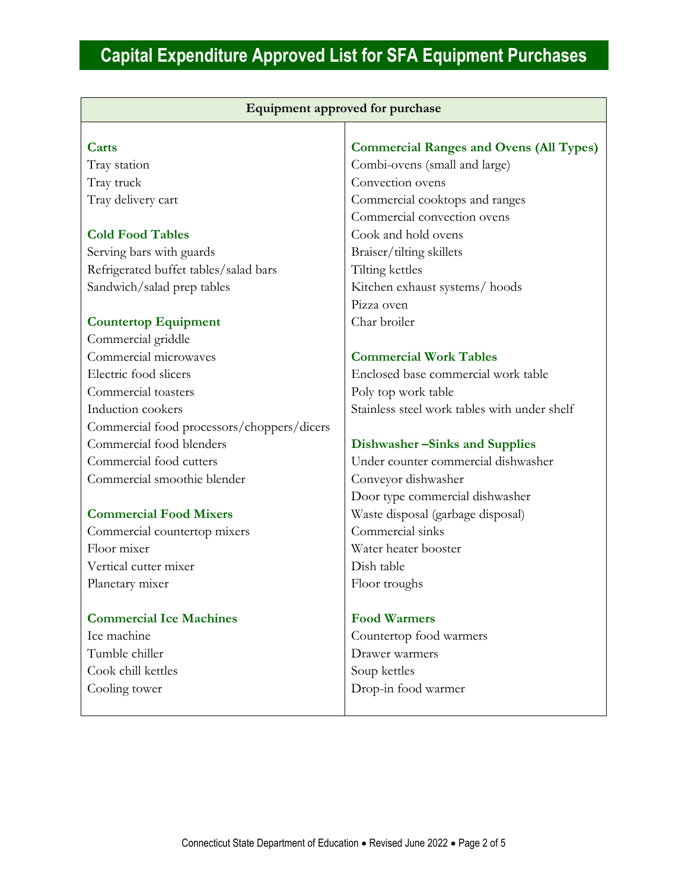# Capital Expenditure Approved List for SFA Equipment Purchases

**Equipment approved for purchase**

### Carts

Tray station
Tray truck
Tray delivery cart

### Cold Food Tables

Serving bars with guards
Refrigerated buffet tables/salad bars
Sandwich/salad prep tables

### Countertop Equipment

Commercial griddle
Commercial microwaves
Electric food slicers
Commercial toasters
Induction cookers
Commercial food processors/choppers/dicers
Commercial food blenders
Commercial food cutters
Commercial smoothie blender

### Commercial Food Mixers

Commercial countertop mixers
Floor mixer
Vertical cutter mixer
Planetary mixer

### Commercial Ice Machines

Ice machine
Tumble chiller
Cook chill kettles
Cooling tower

### Commercial Ranges and Ovens (All Types)

Combi-ovens (small and large)
Convection ovens
Commercial cooktops and ranges
Commercial convection ovens
Cook and hold ovens
Braiser/tilting skillets
Tilting kettles
Kitchen exhaust systems/ hoods
Pizza oven
Char broiler

### Commercial Work Tables

Enclosed base commercial work table
Poly top work table
Stainless steel work tables with under shelf

### Dishwasher –Sinks and Supplies

Under counter commercial dishwasher
Conveyor dishwasher
Door type commercial dishwasher
Waste disposal (garbage disposal)
Commercial sinks
Water heater booster
Dish table
Floor troughs

### Food Warmers

Countertop food warmers
Drawer warmers
Soup kettles
Drop-in food warmer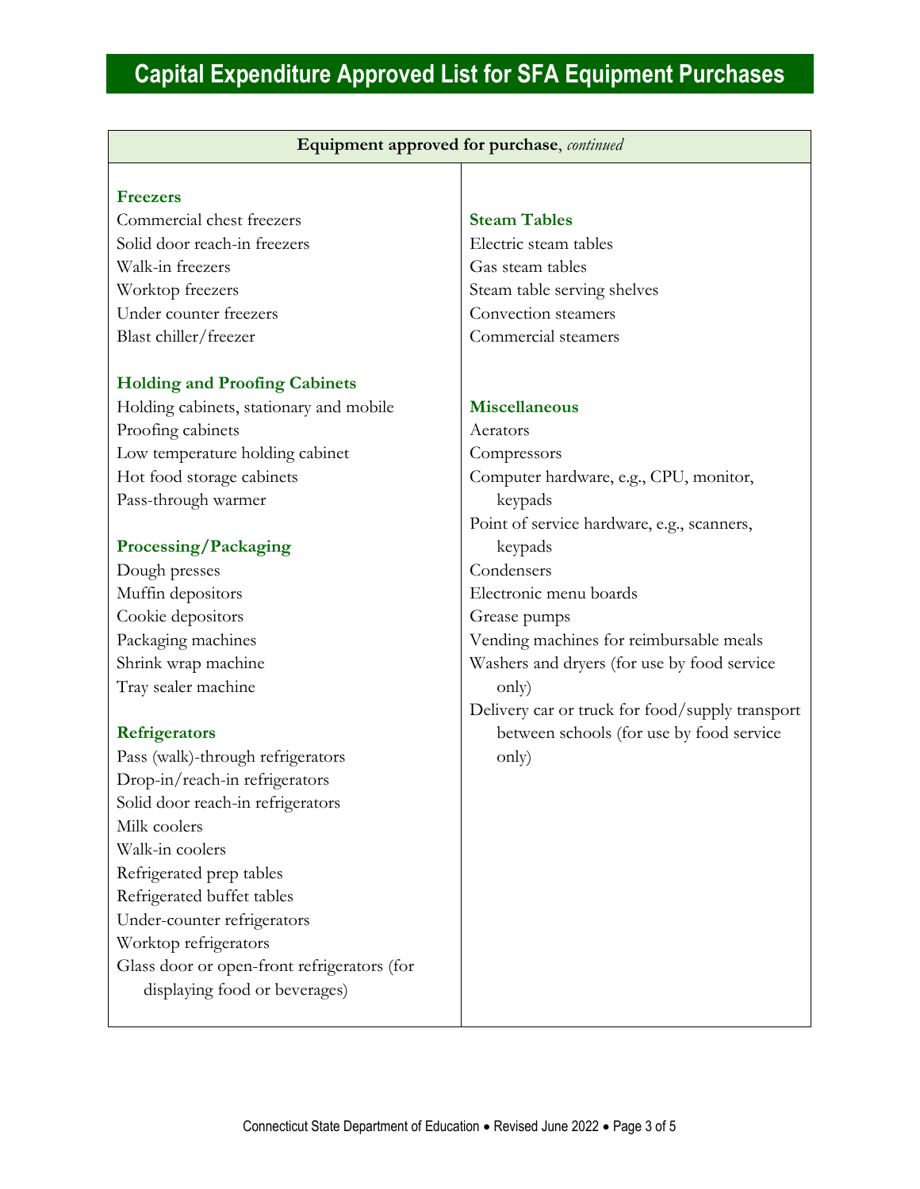# Capital Expenditure Approved List for SFA Equipment Purchases

**Equipment approved for purchase**, *continued*

### Freezers

- Commercial chest freezers
- Solid door reach-in freezers
- Walk-in freezers
- Worktop freezers
- Under counter freezers
- Blast chiller/freezer

### Holding and Proofing Cabinets

- Holding cabinets, stationary and mobile
- Proofing cabinets
- Low temperature holding cabinet
- Hot food storage cabinets
- Pass-through warmer

### Processing/Packaging

- Dough presses
- Muffin depositors
- Cookie depositors
- Packaging machines
- Shrink wrap machine
- Tray sealer machine

### Refrigerators

- Pass (walk)-through refrigerators
- Drop-in/reach-in refrigerators
- Solid door reach-in refrigerators
- Milk coolers
- Walk-in coolers
- Refrigerated prep tables
- Refrigerated buffet tables
- Under-counter refrigerators
- Worktop refrigerators
- Glass door or open-front refrigerators (for displaying food or beverages)

### Steam Tables

- Electric steam tables
- Gas steam tables
- Steam table serving shelves
- Convection steamers
- Commercial steamers

### Miscellaneous

- Aerators
- Compressors
- Computer hardware, e.g., CPU, monitor, keypads
- Point of service hardware, e.g., scanners, keypads
- Condensers
- Electronic menu boards
- Grease pumps
- Vending machines for reimbursable meals
- Washers and dryers (for use by food service only)
- Delivery car or truck for food/supply transport between schools (for use by food service only)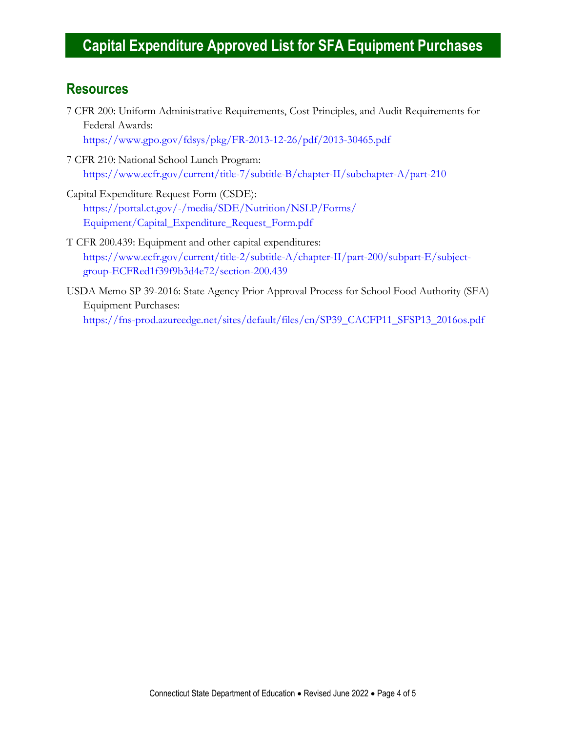# Capital Expenditure Approved List for SFA Equipment Purchases

## Resources

7 CFR 200: Uniform Administrative Requirements, Cost Principles, and Audit Requirements for Federal Awards:
https://www.gpo.gov/fdsys/pkg/FR-2013-12-26/pdf/2013-30465.pdf

7 CFR 210: National School Lunch Program:
https://www.ecfr.gov/current/title-7/subtitle-B/chapter-II/subchapter-A/part-210

Capital Expenditure Request Form (CSDE):
https://portal.ct.gov/-/media/SDE/Nutrition/NSLP/Forms/Equipment/Capital_Expenditure_Request_Form.pdf

T CFR 200.439: Equipment and other capital expenditures:
https://www.ecfr.gov/current/title-2/subtitle-A/chapter-II/part-200/subpart-E/subject-group-ECFRed1f39f9b3d4e72/section-200.439

USDA Memo SP 39-2016: State Agency Prior Approval Process for School Food Authority (SFA) Equipment Purchases:
https://fns-prod.azureedge.net/sites/default/files/cn/SP39_CACFP11_SFSP13_2016os.pdf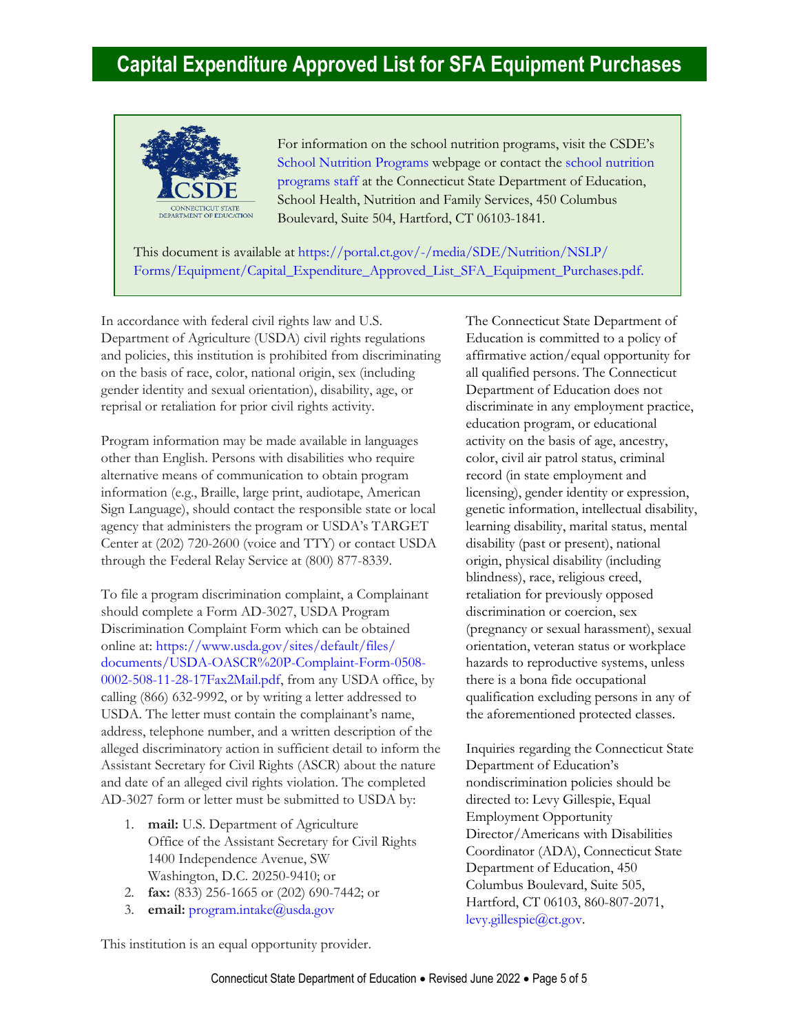# Capital Expenditure Approved List for SFA Equipment Purchases

For information on the school nutrition programs, visit the CSDE's School Nutrition Programs webpage or contact the school nutrition programs staff at the Connecticut State Department of Education, School Health, Nutrition and Family Services, 450 Columbus Boulevard, Suite 504, Hartford, CT 06103-1841.

This document is available at https://portal.ct.gov/-/media/SDE/Nutrition/NSLP/Forms/Equipment/Capital_Expenditure_Approved_List_SFA_Equipment_Purchases.pdf.

In accordance with federal civil rights law and U.S. Department of Agriculture (USDA) civil rights regulations and policies, this institution is prohibited from discriminating on the basis of race, color, national origin, sex (including gender identity and sexual orientation), disability, age, or reprisal or retaliation for prior civil rights activity.

Program information may be made available in languages other than English. Persons with disabilities who require alternative means of communication to obtain program information (e.g., Braille, large print, audiotape, American Sign Language), should contact the responsible state or local agency that administers the program or USDA's TARGET Center at (202) 720-2600 (voice and TTY) or contact USDA through the Federal Relay Service at (800) 877-8339.

To file a program discrimination complaint, a Complainant should complete a Form AD-3027, USDA Program Discrimination Complaint Form which can be obtained online at: https://www.usda.gov/sites/default/files/documents/USDA-OASCR%20P-Complaint-Form-0508-0002-508-11-28-17Fax2Mail.pdf, from any USDA office, by calling (866) 632-9992, or by writing a letter addressed to USDA. The letter must contain the complainant's name, address, telephone number, and a written description of the alleged discriminatory action in sufficient detail to inform the Assistant Secretary for Civil Rights (ASCR) about the nature and date of an alleged civil rights violation. The completed AD-3027 form or letter must be submitted to USDA by:

1. **mail:** U.S. Department of Agriculture
   Office of the Assistant Secretary for Civil Rights
   1400 Independence Avenue, SW
   Washington, D.C. 20250-9410; or
2. **fax:** (833) 256-1665 or (202) 690-7442; or
3. **email:** program.intake@usda.gov

This institution is an equal opportunity provider.

The Connecticut State Department of Education is committed to a policy of affirmative action/equal opportunity for all qualified persons. The Connecticut Department of Education does not discriminate in any employment practice, education program, or educational activity on the basis of age, ancestry, color, civil air patrol status, criminal record (in state employment and licensing), gender identity or expression, genetic information, intellectual disability, learning disability, marital status, mental disability (past or present), national origin, physical disability (including blindness), race, religious creed, retaliation for previously opposed discrimination or coercion, sex (pregnancy or sexual harassment), sexual orientation, veteran status or workplace hazards to reproductive systems, unless there is a bona fide occupational qualification excluding persons in any of the aforementioned protected classes.

Inquiries regarding the Connecticut State Department of Education's nondiscrimination policies should be directed to: Levy Gillespie, Equal Employment Opportunity Director/Americans with Disabilities Coordinator (ADA), Connecticut State Department of Education, 450 Columbus Boulevard, Suite 505, Hartford, CT 06103, 860-807-2071, levy.gillespie@ct.gov.